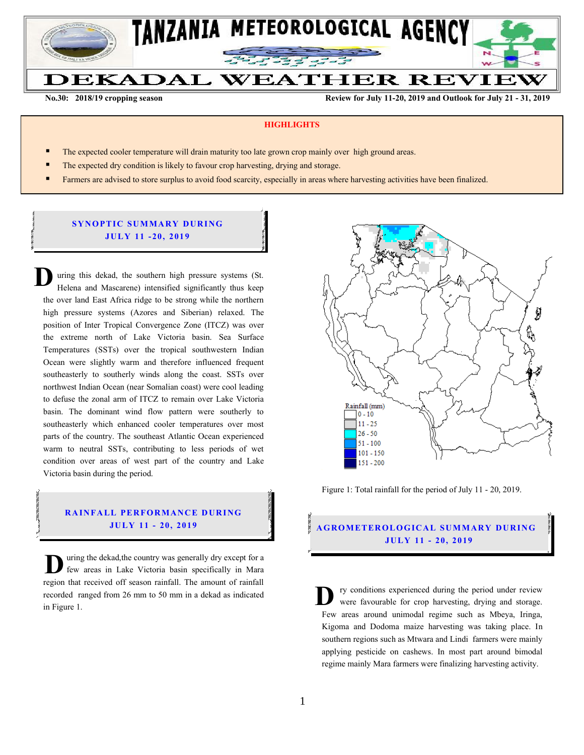# TANZANIA METEOROLOGICAL AGENCY

# DEKADAL WEATHER REVIEW

**No.30: 2018/19 cropping season** **Review for July 11-20, 2019 and Outlook for July 21 - 31, 2019**

**HIGHLIGHTS**

- The expected cooler temperature will drain maturity too late grown crop mainly over high ground areas.
- The expected dry condition is likely to favour crop harvesting, drying and storage.
- Farmers are advised to store surplus to avoid food scarcity, especially in areas where harvesting activities have been finalized.

## SYNOPTIC SUMMARY DURING JULY 11 -20, 2019

During this dekad, the southern high pressure systems (St. Helena and Mascarene) intensified significantly thus keep the over land East Africa ridge to be strong while the northern high pressure systems (Azores and Siberian) relaxed. The position of Inter Tropical Convergence Zone (ITCZ) was over the extreme north of Lake Victoria basin. Sea Surface Temperatures (SSTs) over the tropical southwestern Indian Ocean were slightly warm and therefore influenced frequent southeasterly to southerly winds along the coast. SSTs over northwest Indian Ocean (near Somalian coast) were cool leading to defuse the zonal arm of ITCZ to remain over Lake Victoria basin. The dominant wind flow pattern were southerly to southeasterly which enhanced cooler temperatures over most parts of the country. The southeast Atlantic Ocean experienced warm to neutral SSTs, contributing to less periods of wet condition over areas of west part of the country and Lake Victoria basin during the period.

## RAINFALL PERFORMANCE DURING JULY 11 - 20, 2019

During the dekad,the country was generally dry except for a few areas in Lake Victoria basin specifically in Mara region that received off season rainfall. The amount of rainfall recorded ranged from 26 mm to 50 mm in a dekad as indicated in Figure 1.

Rainfall (mm): 0 - 10; 11 - 25; 26 - 50; 51 - 100; 101 - 150; 151 - 200

Figure 1: Total rainfall for the period of July 11 - 20, 2019.

## AGROMETEROLOGICAL SUMMARY DURING JULY 11 - 20, 2019

Dry conditions experienced during the period under review were favourable for crop harvesting, drying and storage. Few areas around unimodal regime such as Mbeya, Iringa, Kigoma and Dodoma maize harvesting was taking place. In southern regions such as Mtwara and Lindi farmers were mainly applying pesticide on cashews. In most part around bimodal regime mainly Mara farmers were finalizing harvesting activity.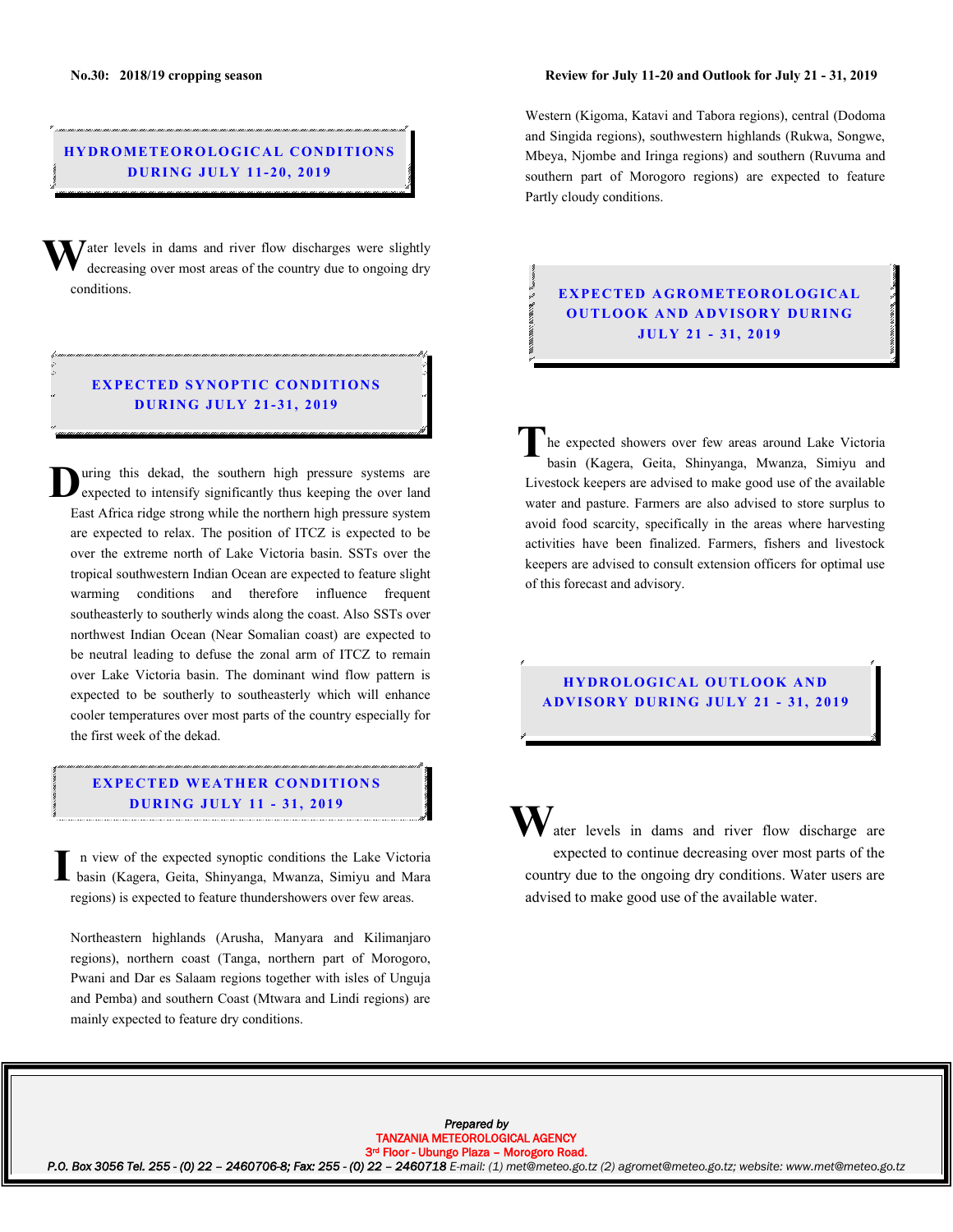## HYDROMETEOROLOGICAL CONDITIONS DURING JULY 11-20, 2019

Water levels in dams and river flow discharges were slightly decreasing over most areas of the country due to ongoing dry conditions.

## EXPECTED SYNOPTIC CONDITIONS DURING JULY 21-31, 2019

During this dekad, the southern high pressure systems are expected to intensify significantly thus keeping the over land East Africa ridge strong while the northern high pressure system are expected to relax. The position of ITCZ is expected to be over the extreme north of Lake Victoria basin. SSTs over the tropical southwestern Indian Ocean are expected to feature slight warming conditions and therefore influence frequent southeasterly to southerly winds along the coast. Also SSTs over northwest Indian Ocean (Near Somalian coast) are expected to be neutral leading to defuse the zonal arm of ITCZ to remain over Lake Victoria basin. The dominant wind flow pattern is expected to be southerly to southeasterly which will enhance cooler temperatures over most parts of the country especially for the first week of the dekad.

## EXPECTED WEATHER CONDITIONS DURING JULY 11 - 31, 2019

In view of the expected synoptic conditions the Lake Victoria basin (Kagera, Geita, Shinyanga, Mwanza, Simiyu and Mara regions) is expected to feature thundershowers over few areas.

Northeastern highlands (Arusha, Manyara and Kilimanjaro regions), northern coast (Tanga, northern part of Morogoro, Pwani and Dar es Salaam regions together with isles of Unguja and Pemba) and southern Coast (Mtwara and Lindi regions) are mainly expected to feature dry conditions.

Western (Kigoma, Katavi and Tabora regions), central (Dodoma and Singida regions), southwestern highlands (Rukwa, Songwe, Mbeya, Njombe and Iringa regions) and southern (Ruvuma and southern part of Morogoro regions) are expected to feature Partly cloudy conditions.

## EXPECTED AGROMETEOROLOGICAL OUTLOOK AND ADVISORY DURING JULY 21 - 31, 2019

The expected showers over few areas around Lake Victoria basin (Kagera, Geita, Shinyanga, Mwanza, Simiyu and Livestock keepers are advised to make good use of the available water and pasture. Farmers are also advised to store surplus to avoid food scarcity, specifically in the areas where harvesting activities have been finalized. Farmers, fishers and livestock keepers are advised to consult extension officers for optimal use of this forecast and advisory.

## HYDROLOGICAL OUTLOOK AND ADVISORY DURING JULY 21 - 31, 2019

Water levels in dams and river flow discharge are expected to continue decreasing over most parts of the country due to the ongoing dry conditions. Water users are advised to make good use of the available water.

*Prepared by*
TANZANIA METEOROLOGICAL AGENCY
3rd Floor - Ubungo Plaza – Morogoro Road.
*P.O. Box 3056 Tel. 255 - (0) 22 – 2460706-8; Fax: 255 - (0) 22 – 2460718 E-mail: (1) met@meteo.go.tz (2) agromet@meteo.go.tz; website: www.met@meteo.go.tz*